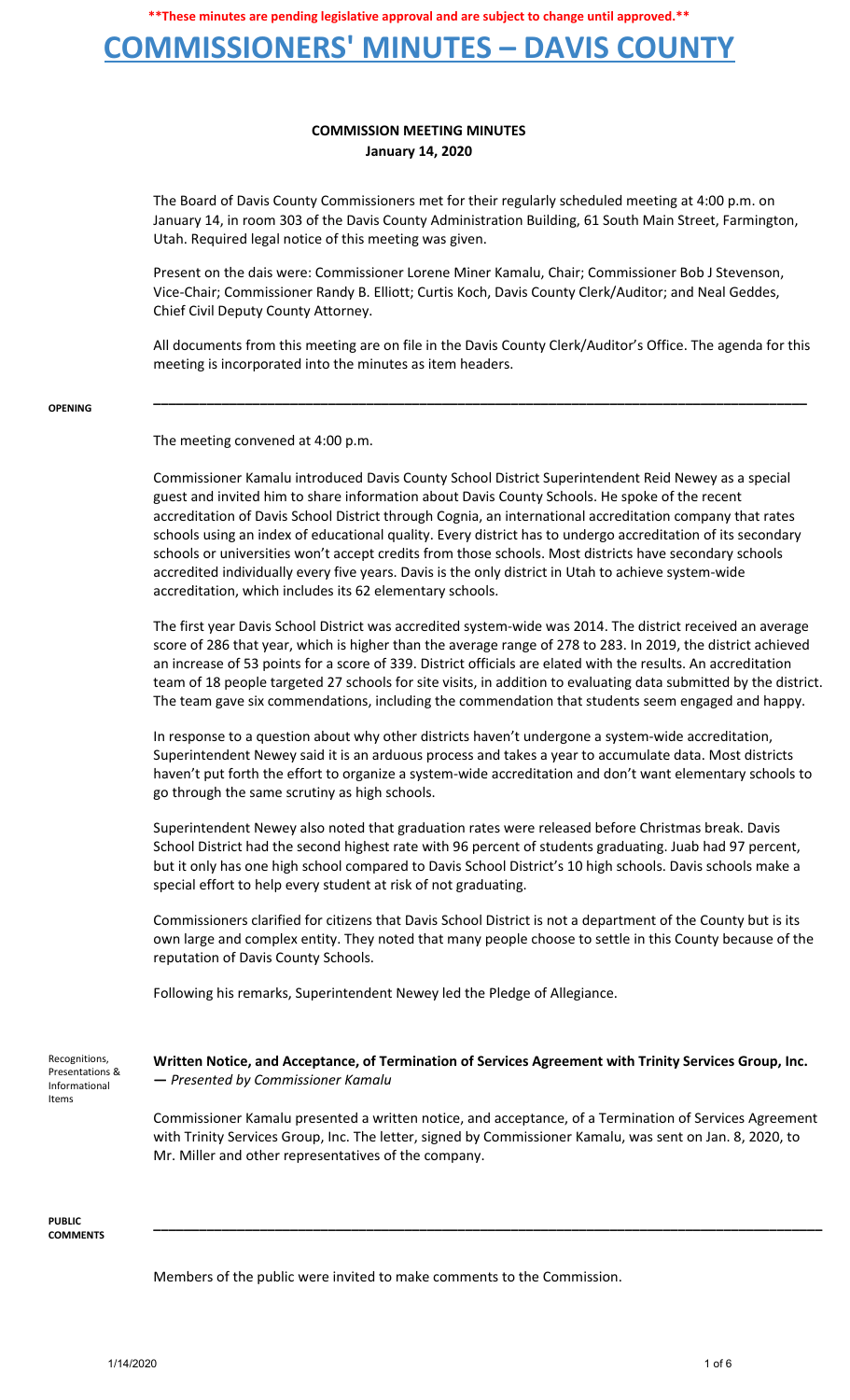**\*\*These minutes are pending legislative approval and are subject to change until approved.\*\***

# COMMISSIONERS' MINUTES – DAVIS COUNTY

## COMMISSION MEETING MINUTES
**January 14, 2020**

The Board of Davis County Commissioners met for their regularly scheduled meeting at 4:00 p.m. on January 14, in room 303 of the Davis County Administration Building, 61 South Main Street, Farmington, Utah. Required legal notice of this meeting was given.

Present on the dais were: Commissioner Lorene Miner Kamalu, Chair; Commissioner Bob J Stevenson, Vice-Chair; Commissioner Randy B. Elliott; Curtis Koch, Davis County Clerk/Auditor; and Neal Geddes, Chief Civil Deputy County Attorney.

All documents from this meeting are on file in the Davis County Clerk/Auditor's Office. The agenda for this meeting is incorporated into the minutes as item headers.

---

**OPENING**

The meeting convened at 4:00 p.m.

Commissioner Kamalu introduced Davis County School District Superintendent Reid Newey as a special guest and invited him to share information about Davis County Schools. He spoke of the recent accreditation of Davis School District through Cognia, an international accreditation company that rates schools using an index of educational quality. Every district has to undergo accreditation of its secondary schools or universities won't accept credits from those schools. Most districts have secondary schools accredited individually every five years. Davis is the only district in Utah to achieve system-wide accreditation, which includes its 62 elementary schools.

The first year Davis School District was accredited system-wide was 2014. The district received an average score of 286 that year, which is higher than the average range of 278 to 283. In 2019, the district achieved an increase of 53 points for a score of 339. District officials are elated with the results. An accreditation team of 18 people targeted 27 schools for site visits, in addition to evaluating data submitted by the district. The team gave six commendations, including the commendation that students seem engaged and happy.

In response to a question about why other districts haven't undergone a system-wide accreditation, Superintendent Newey said it is an arduous process and takes a year to accumulate data. Most districts haven't put forth the effort to organize a system-wide accreditation and don't want elementary schools to go through the same scrutiny as high schools.

Superintendent Newey also noted that graduation rates were released before Christmas break. Davis School District had the second highest rate with 96 percent of students graduating. Juab had 97 percent, but it only has one high school compared to Davis School District's 10 high schools. Davis schools make a special effort to help every student at risk of not graduating.

Commissioners clarified for citizens that Davis School District is not a department of the County but is its own large and complex entity. They noted that many people choose to settle in this County because of the reputation of Davis County Schools.

Following his remarks, Superintendent Newey led the Pledge of Allegiance.

**Recognitions, Presentations & Informational Items**

**Written Notice, and Acceptance, of Termination of Services Agreement with Trinity Services Group, Inc. —** *Presented by Commissioner Kamalu*

Commissioner Kamalu presented a written notice, and acceptance, of a Termination of Services Agreement with Trinity Services Group, Inc. The letter, signed by Commissioner Kamalu, was sent on Jan. 8, 2020, to Mr. Miller and other representatives of the company.

---

**PUBLIC COMMENTS**

Members of the public were invited to make comments to the Commission.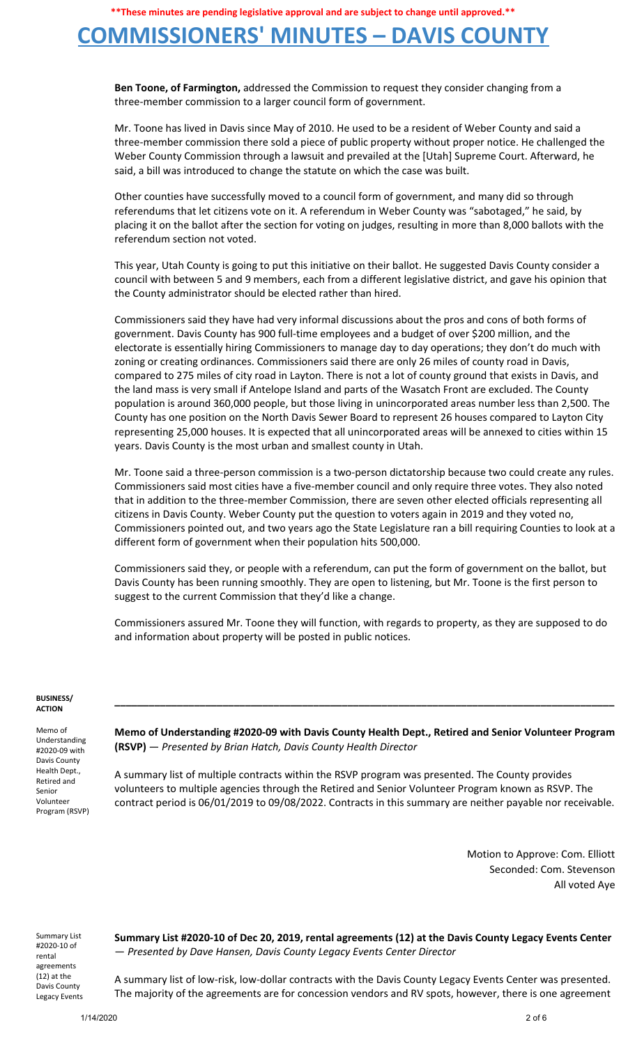**Ben Toone, of Farmington,** addressed the Commission to request they consider changing from a three-member commission to a larger council form of government.

Mr. Toone has lived in Davis since May of 2010. He used to be a resident of Weber County and said a three-member commission there sold a piece of public property without proper notice. He challenged the Weber County Commission through a lawsuit and prevailed at the [Utah] Supreme Court. Afterward, he said, a bill was introduced to change the statute on which the case was built.

Other counties have successfully moved to a council form of government, and many did so through referendums that let citizens vote on it. A referendum in Weber County was "sabotaged," he said, by placing it on the ballot after the section for voting on judges, resulting in more than 8,000 ballots with the referendum section not voted.

This year, Utah County is going to put this initiative on their ballot. He suggested Davis County consider a council with between 5 and 9 members, each from a different legislative district, and gave his opinion that the County administrator should be elected rather than hired.

Commissioners said they have had very informal discussions about the pros and cons of both forms of government. Davis County has 900 full-time employees and a budget of over $200 million, and the electorate is essentially hiring Commissioners to manage day to day operations; they don't do much with zoning or creating ordinances. Commissioners said there are only 26 miles of county road in Davis, compared to 275 miles of city road in Layton. There is not a lot of county ground that exists in Davis, and the land mass is very small if Antelope Island and parts of the Wasatch Front are excluded. The County population is around 360,000 people, but those living in unincorporated areas number less than 2,500. The County has one position on the North Davis Sewer Board to represent 26 houses compared to Layton City representing 25,000 houses. It is expected that all unincorporated areas will be annexed to cities within 15 years. Davis County is the most urban and smallest county in Utah.

Mr. Toone said a three-person commission is a two-person dictatorship because two could create any rules. Commissioners said most cities have a five-member council and only require three votes. They also noted that in addition to the three-member Commission, there are seven other elected officials representing all citizens in Davis County. Weber County put the question to voters again in 2019 and they voted no, Commissioners pointed out, and two years ago the State Legislature ran a bill requiring Counties to look at a different form of government when their population hits 500,000.

Commissioners said they, or people with a referendum, can put the form of government on the ballot, but Davis County has been running smoothly. They are open to listening, but Mr. Toone is the first person to suggest to the current Commission that they'd like a change.

Commissioners assured Mr. Toone they will function, with regards to property, as they are supposed to do and information about property will be posted in public notices.

**BUSINESS/ ACTION**

---

Memo of Understanding #2020-09 with Davis County Health Dept., Retired and Senior Volunteer Program (RSVP)

**Memo of Understanding #2020-09 with Davis County Health Dept., Retired and Senior Volunteer Program (RSVP)** — *Presented by Brian Hatch, Davis County Health Director*

A summary list of multiple contracts within the RSVP program was presented. The County provides volunteers to multiple agencies through the Retired and Senior Volunteer Program known as RSVP. The contract period is 06/01/2019 to 09/08/2022. Contracts in this summary are neither payable nor receivable.

Motion to Approve: Com. Elliott
Seconded: Com. Stevenson
All voted Aye

Summary List #2020-10 of rental agreements (12) at the Davis County Legacy Events Center

**Summary List #2020-10 of Dec 20, 2019, rental agreements (12) at the Davis County Legacy Events Center** — *Presented by Dave Hansen, Davis County Legacy Events Center Director*

A summary list of low-risk, low-dollar contracts with the Davis County Legacy Events Center was presented. The majority of the agreements are for concession vendors and RV spots, however, there is one agreement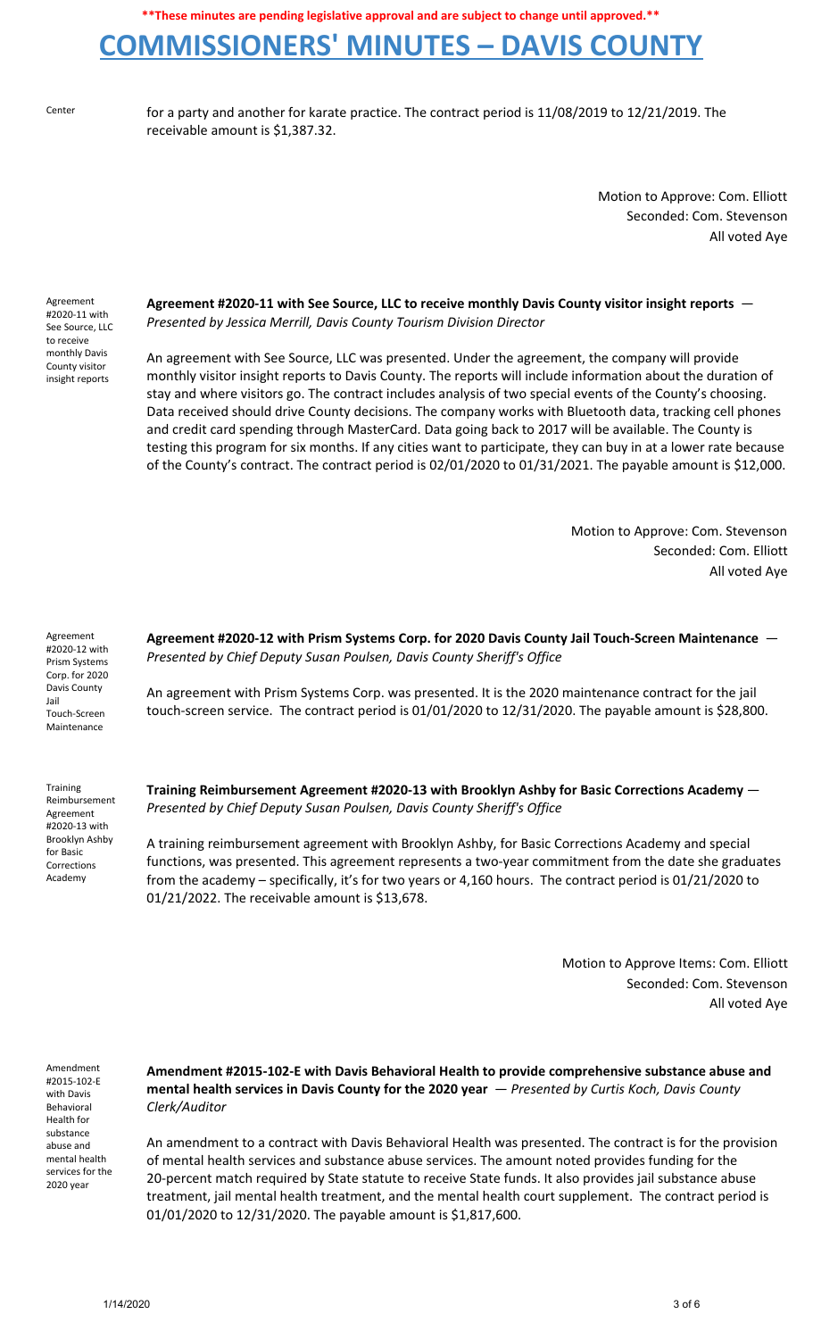**These minutes are pending legislative approval and are subject to change until approved.**

# COMMISSIONERS' MINUTES – DAVIS COUNTY

Center

for a party and another for karate practice. The contract period is 11/08/2019 to 12/21/2019. The receivable amount is $1,387.32.

Motion to Approve: Com. Elliott
Seconded: Com. Stevenson
All voted Aye

Agreement #2020-11 with See Source, LLC to receive monthly Davis County visitor insight reports

**Agreement #2020-11 with See Source, LLC to receive monthly Davis County visitor insight reports** — *Presented by Jessica Merrill, Davis County Tourism Division Director*

An agreement with See Source, LLC was presented. Under the agreement, the company will provide monthly visitor insight reports to Davis County. The reports will include information about the duration of stay and where visitors go. The contract includes analysis of two special events of the County's choosing. Data received should drive County decisions. The company works with Bluetooth data, tracking cell phones and credit card spending through MasterCard. Data going back to 2017 will be available. The County is testing this program for six months. If any cities want to participate, they can buy in at a lower rate because of the County's contract. The contract period is 02/01/2020 to 01/31/2021. The payable amount is $12,000.

Motion to Approve: Com. Stevenson
Seconded: Com. Elliott
All voted Aye

Agreement #2020-12 with Prism Systems Corp. for 2020 Davis County Jail Touch-Screen Maintenance

**Agreement #2020-12 with Prism Systems Corp. for 2020 Davis County Jail Touch-Screen Maintenance** — *Presented by Chief Deputy Susan Poulsen, Davis County Sheriff's Office*

An agreement with Prism Systems Corp. was presented. It is the 2020 maintenance contract for the jail touch-screen service. The contract period is 01/01/2020 to 12/31/2020. The payable amount is $28,800.

Training Reimbursement Agreement #2020-13 with Brooklyn Ashby for Basic Corrections Academy

**Training Reimbursement Agreement #2020-13 with Brooklyn Ashby for Basic Corrections Academy** — *Presented by Chief Deputy Susan Poulsen, Davis County Sheriff's Office*

A training reimbursement agreement with Brooklyn Ashby, for Basic Corrections Academy and special functions, was presented. This agreement represents a two-year commitment from the date she graduates from the academy – specifically, it's for two years or 4,160 hours. The contract period is 01/21/2020 to 01/21/2022. The receivable amount is $13,678.

Motion to Approve Items: Com. Elliott
Seconded: Com. Stevenson
All voted Aye

Amendment #2015-102-E with Davis Behavioral Health for substance abuse and mental health services for the 2020 year

**Amendment #2015-102-E with Davis Behavioral Health to provide comprehensive substance abuse and mental health services in Davis County for the 2020 year** — *Presented by Curtis Koch, Davis County Clerk/Auditor*

An amendment to a contract with Davis Behavioral Health was presented. The contract is for the provision of mental health services and substance abuse services. The amount noted provides funding for the 20-percent match required by State statute to receive State funds. It also provides jail substance abuse treatment, jail mental health treatment, and the mental health court supplement. The contract period is 01/01/2020 to 12/31/2020. The payable amount is $1,817,600.

1/14/2020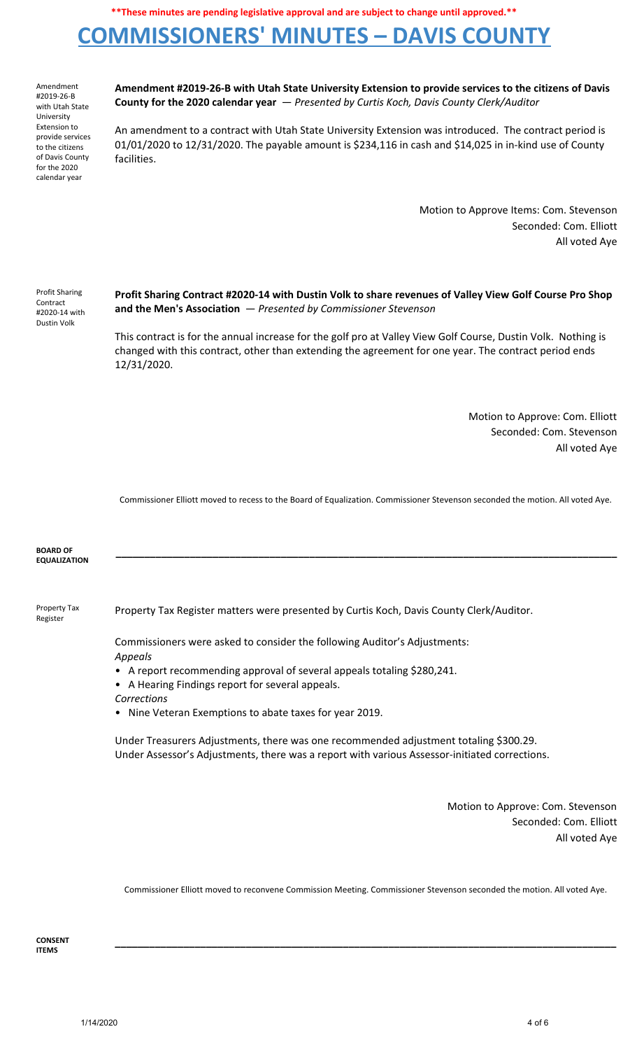**These minutes are pending legislative approval and are subject to change until approved.**

# COMMISSIONERS' MINUTES – DAVIS COUNTY

Amendment #2019-26-B with Utah State University Extension to provide services to the citizens of Davis County for the 2020 calendar year

**Amendment #2019-26-B with Utah State University Extension to provide services to the citizens of Davis County for the 2020 calendar year** — *Presented by Curtis Koch, Davis County Clerk/Auditor*

An amendment to a contract with Utah State University Extension was introduced. The contract period is 01/01/2020 to 12/31/2020. The payable amount is $234,116 in cash and $14,025 in in-kind use of County facilities.

Motion to Approve Items: Com. Stevenson
Seconded: Com. Elliott
All voted Aye

Profit Sharing Contract #2020-14 with Dustin Volk

**Profit Sharing Contract #2020-14 with Dustin Volk to share revenues of Valley View Golf Course Pro Shop and the Men's Association** — *Presented by Commissioner Stevenson*

This contract is for the annual increase for the golf pro at Valley View Golf Course, Dustin Volk. Nothing is changed with this contract, other than extending the agreement for one year. The contract period ends 12/31/2020.

Motion to Approve: Com. Elliott
Seconded: Com. Stevenson
All voted Aye

Commissioner Elliott moved to recess to the Board of Equalization. Commissioner Stevenson seconded the motion. All voted Aye.

**BOARD OF EQUALIZATION**

---

Property Tax Register

Property Tax Register matters were presented by Curtis Koch, Davis County Clerk/Auditor.

Commissioners were asked to consider the following Auditor's Adjustments:

*Appeals*

- A report recommending approval of several appeals totaling $280,241.
- A Hearing Findings report for several appeals.

*Corrections*

- Nine Veteran Exemptions to abate taxes for year 2019.

Under Treasurers Adjustments, there was one recommended adjustment totaling $300.29.
Under Assessor's Adjustments, there was a report with various Assessor-initiated corrections.

Motion to Approve: Com. Stevenson
Seconded: Com. Elliott
All voted Aye

Commissioner Elliott moved to reconvene Commission Meeting. Commissioner Stevenson seconded the motion. All voted Aye.

**CONSENT ITEMS**

---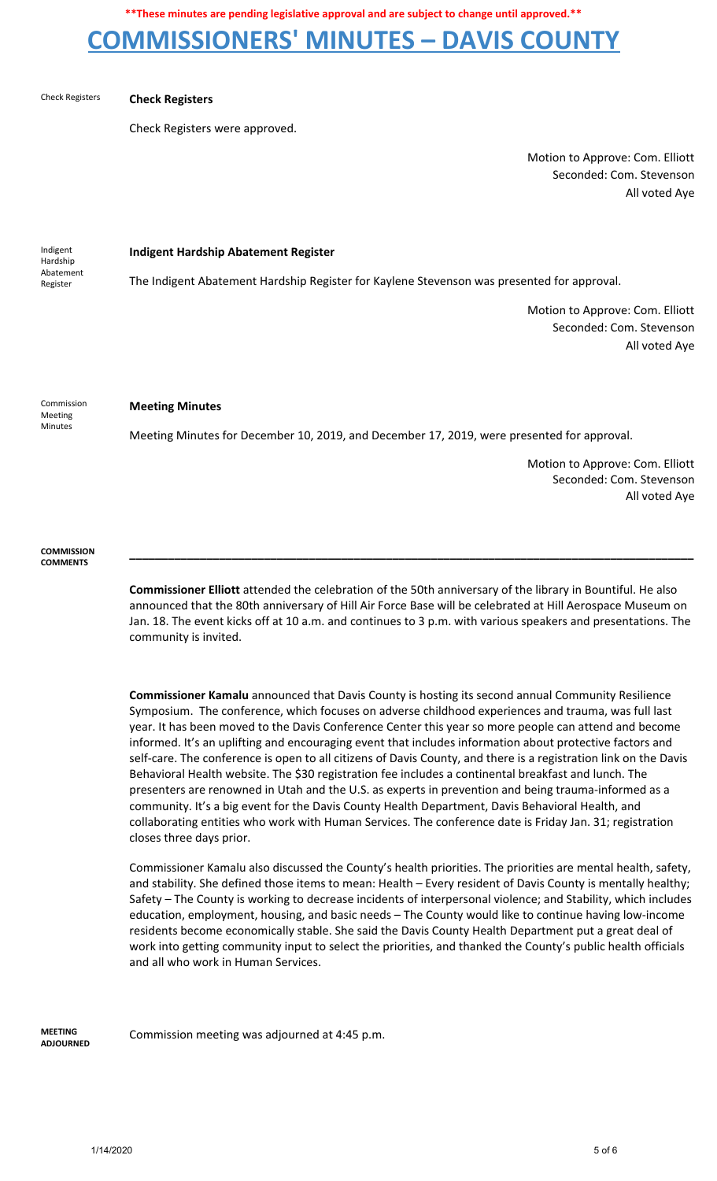**These minutes are pending legislative approval and are subject to change until approved.**

# COMMISSIONERS' MINUTES – DAVIS COUNTY

Check Registers

**Check Registers**

Check Registers were approved.

Motion to Approve: Com. Elliott
Seconded: Com. Stevenson
All voted Aye

Indigent Hardship Abatement Register

**Indigent Hardship Abatement Register**

The Indigent Abatement Hardship Register for Kaylene Stevenson was presented for approval.

Motion to Approve: Com. Elliott
Seconded: Com. Stevenson
All voted Aye

Commission Meeting Minutes

**Meeting Minutes**

Meeting Minutes for December 10, 2019, and December 17, 2019, were presented for approval.

Motion to Approve: Com. Elliott
Seconded: Com. Stevenson
All voted Aye

**COMMISSION COMMENTS**

---

**Commissioner Elliott** attended the celebration of the 50th anniversary of the library in Bountiful. He also announced that the 80th anniversary of Hill Air Force Base will be celebrated at Hill Aerospace Museum on Jan. 18. The event kicks off at 10 a.m. and continues to 3 p.m. with various speakers and presentations. The community is invited.

**Commissioner Kamalu** announced that Davis County is hosting its second annual Community Resilience Symposium. The conference, which focuses on adverse childhood experiences and trauma, was full last year. It has been moved to the Davis Conference Center this year so more people can attend and become informed. It's an uplifting and encouraging event that includes information about protective factors and self-care. The conference is open to all citizens of Davis County, and there is a registration link on the Davis Behavioral Health website. The $30 registration fee includes a continental breakfast and lunch. The presenters are renowned in Utah and the U.S. as experts in prevention and being trauma-informed as a community. It's a big event for the Davis County Health Department, Davis Behavioral Health, and collaborating entities who work with Human Services. The conference date is Friday Jan. 31; registration closes three days prior.

Commissioner Kamalu also discussed the County's health priorities. The priorities are mental health, safety, and stability. She defined those items to mean: Health – Every resident of Davis County is mentally healthy; Safety – The County is working to decrease incidents of interpersonal violence; and Stability, which includes education, employment, housing, and basic needs – The County would like to continue having low-income residents become economically stable. She said the Davis County Health Department put a great deal of work into getting community input to select the priorities, and thanked the County's public health officials and all who work in Human Services.

**MEETING ADJOURNED**

Commission meeting was adjourned at 4:45 p.m.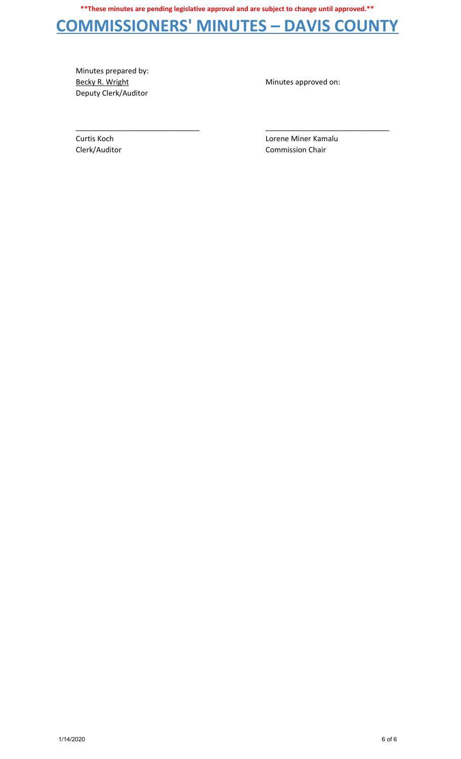Minutes prepared by:
Becky R. Wright
Deputy Clerk/Auditor

Minutes approved on:

\_\_\_\_\_\_\_\_\_\_\_\_\_\_\_\_\_\_\_\_\_\_\_\_\_\_\_\_\_\_
Curtis Koch
Clerk/Auditor

\_\_\_\_\_\_\_\_\_\_\_\_\_\_\_\_\_\_\_\_\_\_\_\_\_\_\_\_\_\_
Lorene Miner Kamalu
Commission Chair